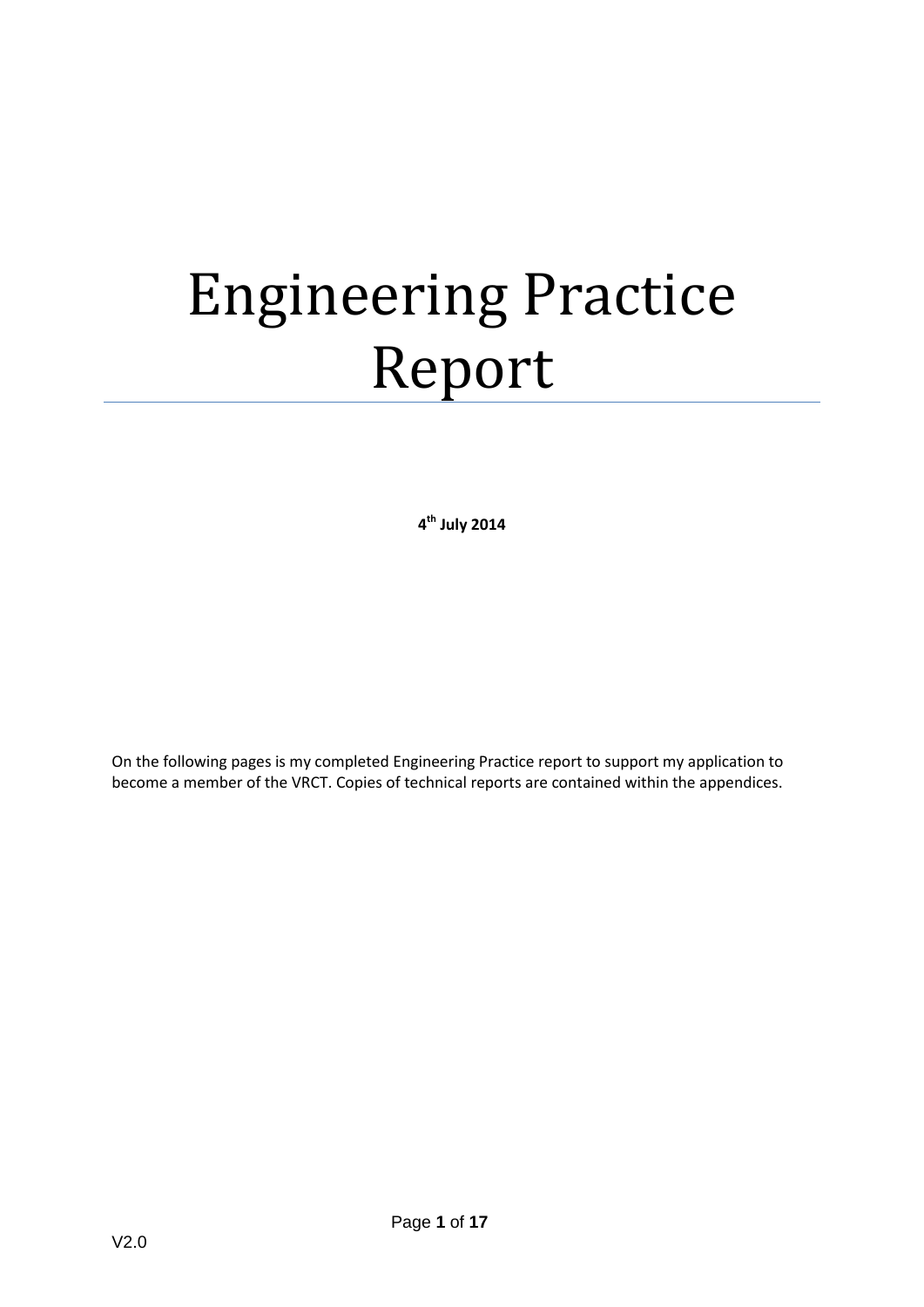# Engineering Practice Report

**4th July 2014**

On the following pages is my completed Engineering Practice report to support my application to become a member of the VRCT. Copies of technical reports are contained within the appendices.

V2.0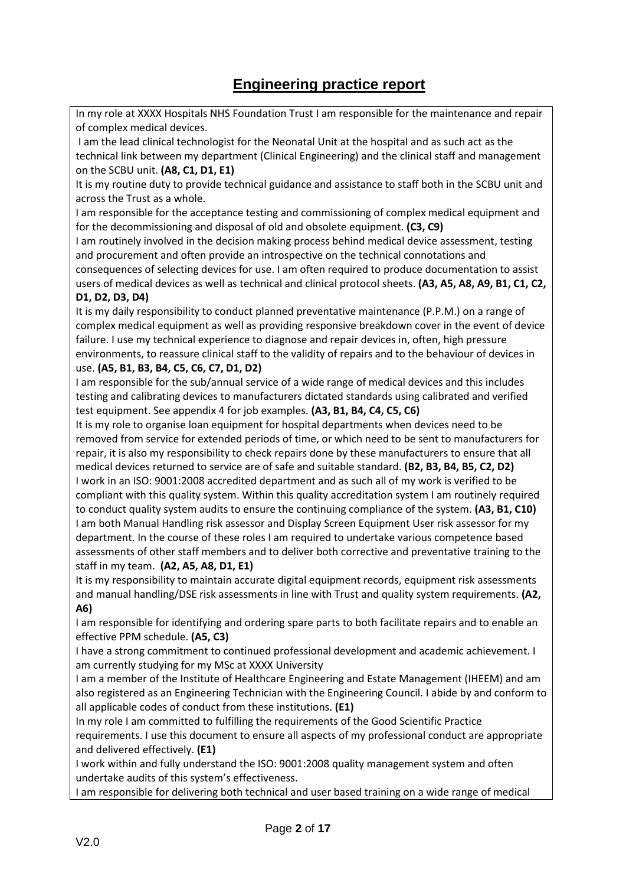# Engineering practice report

In my role at XXXX Hospitals NHS Foundation Trust I am responsible for the maintenance and repair of complex medical devices.

I am the lead clinical technologist for the Neonatal Unit at the hospital and as such act as the technical link between my department (Clinical Engineering) and the clinical staff and management on the SCBU unit. **(A8, C1, D1, E1)**

It is my routine duty to provide technical guidance and assistance to staff both in the SCBU unit and across the Trust as a whole.

I am responsible for the acceptance testing and commissioning of complex medical equipment and for the decommissioning and disposal of old and obsolete equipment. **(C3, C9)**

I am routinely involved in the decision making process behind medical device assessment, testing and procurement and often provide an introspective on the technical connotations and consequences of selecting devices for use. I am often required to produce documentation to assist users of medical devices as well as technical and clinical protocol sheets. **(A3, A5, A8, A9, B1, C1, C2, D1, D2, D3, D4)**

It is my daily responsibility to conduct planned preventative maintenance (P.P.M.) on a range of complex medical equipment as well as providing responsive breakdown cover in the event of device failure. I use my technical experience to diagnose and repair devices in, often, high pressure environments, to reassure clinical staff to the validity of repairs and to the behaviour of devices in use. **(A5, B1, B3, B4, C5, C6, C7, D1, D2)**

I am responsible for the sub/annual service of a wide range of medical devices and this includes testing and calibrating devices to manufacturers dictated standards using calibrated and verified test equipment. See appendix 4 for job examples. **(A3, B1, B4, C4, C5, C6)**

It is my role to organise loan equipment for hospital departments when devices need to be removed from service for extended periods of time, or which need to be sent to manufacturers for repair, it is also my responsibility to check repairs done by these manufacturers to ensure that all medical devices returned to service are of safe and suitable standard. **(B2, B3, B4, B5, C2, D2)**

I work in an ISO: 9001:2008 accredited department and as such all of my work is verified to be compliant with this quality system. Within this quality accreditation system I am routinely required to conduct quality system audits to ensure the continuing compliance of the system. **(A3, B1, C10)**

I am both Manual Handling risk assessor and Display Screen Equipment User risk assessor for my department. In the course of these roles I am required to undertake various competence based assessments of other staff members and to deliver both corrective and preventative training to the staff in my team. **(A2, A5, A8, D1, E1)**

It is my responsibility to maintain accurate digital equipment records, equipment risk assessments and manual handling/DSE risk assessments in line with Trust and quality system requirements. **(A2, A6)**

I am responsible for identifying and ordering spare parts to both facilitate repairs and to enable an effective PPM schedule. **(A5, C3)**

I have a strong commitment to continued professional development and academic achievement. I am currently studying for my MSc at XXXX University

I am a member of the Institute of Healthcare Engineering and Estate Management (IHEEM) and am also registered as an Engineering Technician with the Engineering Council. I abide by and conform to all applicable codes of conduct from these institutions. **(E1)**

In my role I am committed to fulfilling the requirements of the Good Scientific Practice requirements. I use this document to ensure all aspects of my professional conduct are appropriate and delivered effectively. **(E1)**

I work within and fully understand the ISO: 9001:2008 quality management system and often undertake audits of this system's effectiveness.

I am responsible for delivering both technical and user based training on a wide range of medical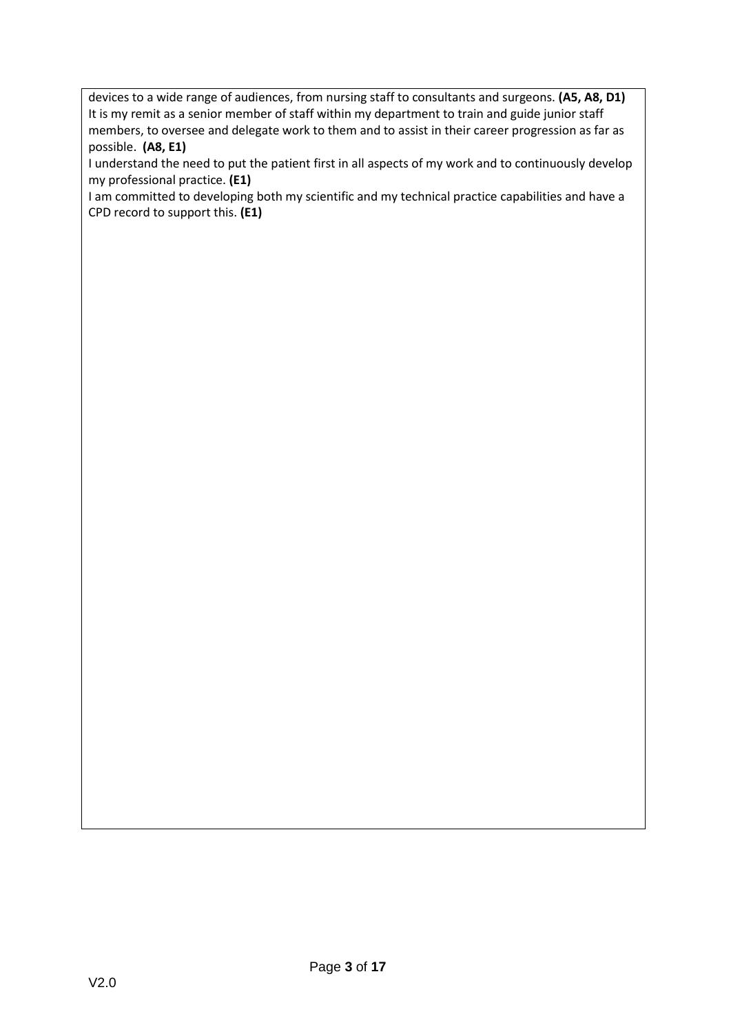devices to a wide range of audiences, from nursing staff to consultants and surgeons. **(A5, A8, D1)**
It is my remit as a senior member of staff within my department to train and guide junior staff members, to oversee and delegate work to them and to assist in their career progression as far as possible. **(A8, E1)**
I understand the need to put the patient first in all aspects of my work and to continuously develop my professional practice. **(E1)**
I am committed to developing both my scientific and my technical practice capabilities and have a CPD record to support this. **(E1)**

V2.0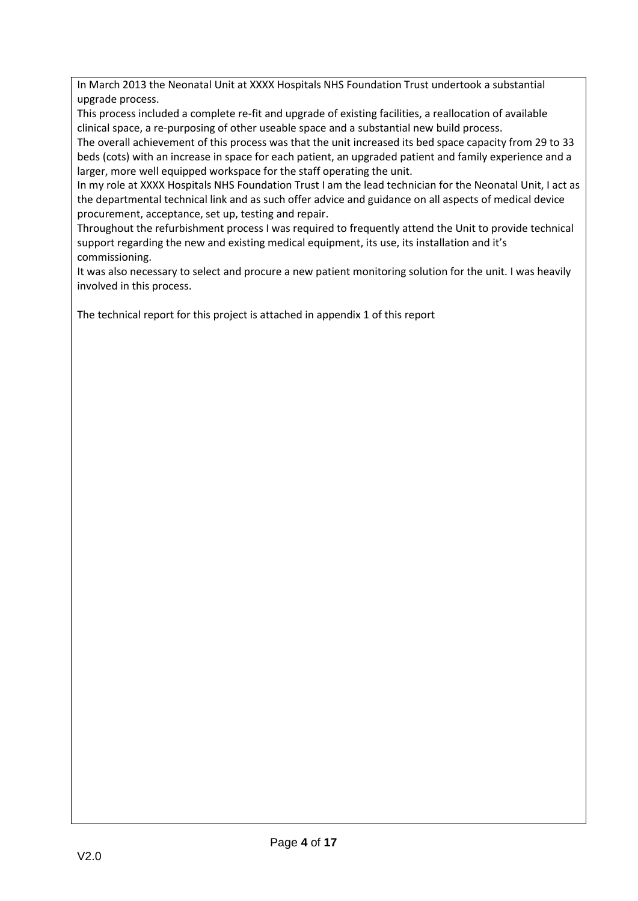In March 2013 the Neonatal Unit at XXXX Hospitals NHS Foundation Trust undertook a substantial upgrade process.

This process included a complete re-fit and upgrade of existing facilities, a reallocation of available clinical space, a re-purposing of other useable space and a substantial new build process.

The overall achievement of this process was that the unit increased its bed space capacity from 29 to 33 beds (cots) with an increase in space for each patient, an upgraded patient and family experience and a larger, more well equipped workspace for the staff operating the unit.

In my role at XXXX Hospitals NHS Foundation Trust I am the lead technician for the Neonatal Unit, I act as the departmental technical link and as such offer advice and guidance on all aspects of medical device procurement, acceptance, set up, testing and repair.

Throughout the refurbishment process I was required to frequently attend the Unit to provide technical support regarding the new and existing medical equipment, its use, its installation and it's commissioning.

It was also necessary to select and procure a new patient monitoring solution for the unit. I was heavily involved in this process.

The technical report for this project is attached in appendix 1 of this report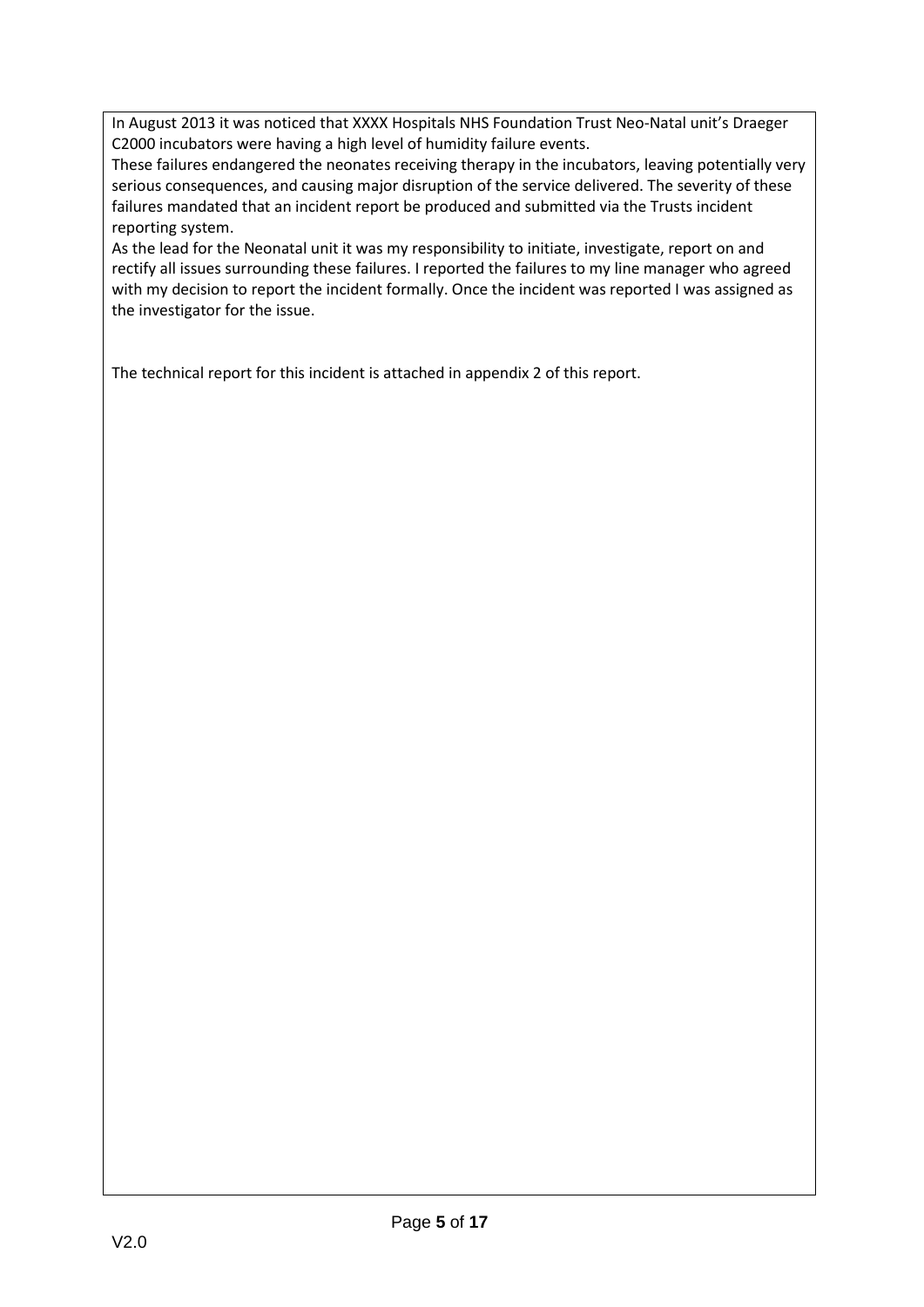In August 2013 it was noticed that XXXX Hospitals NHS Foundation Trust Neo-Natal unit's Draeger C2000 incubators were having a high level of humidity failure events.

These failures endangered the neonates receiving therapy in the incubators, leaving potentially very serious consequences, and causing major disruption of the service delivered. The severity of these failures mandated that an incident report be produced and submitted via the Trusts incident reporting system.

As the lead for the Neonatal unit it was my responsibility to initiate, investigate, report on and rectify all issues surrounding these failures. I reported the failures to my line manager who agreed with my decision to report the incident formally. Once the incident was reported I was assigned as the investigator for the issue.

The technical report for this incident is attached in appendix 2 of this report.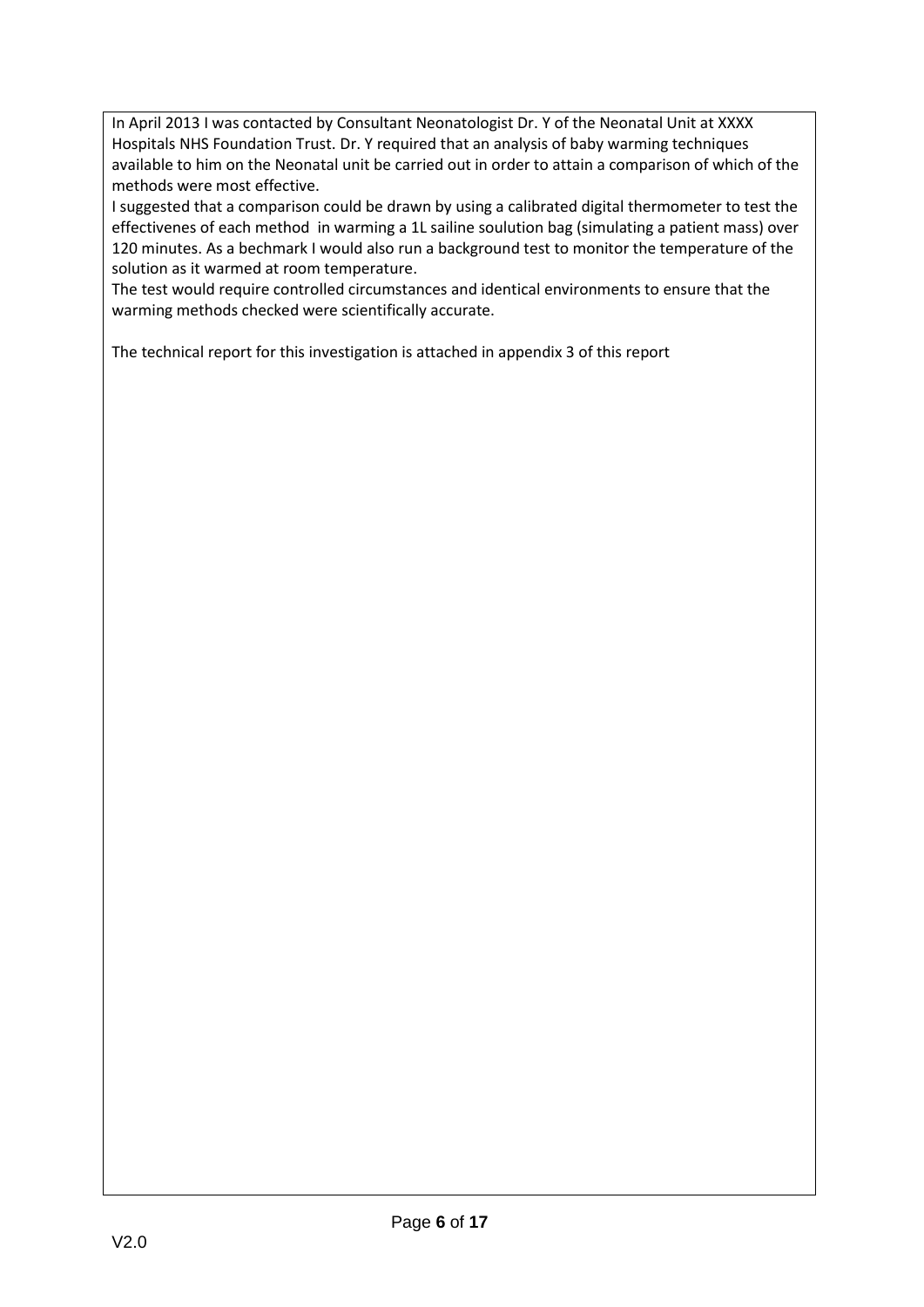In April 2013 I was contacted by Consultant Neonatologist Dr. Y of the Neonatal Unit at XXXX Hospitals NHS Foundation Trust. Dr. Y required that an analysis of baby warming techniques available to him on the Neonatal unit be carried out in order to attain a comparison of which of the methods were most effective.

I suggested that a comparison could be drawn by using a calibrated digital thermometer to test the effectivenes of each method in warming a 1L sailine soulution bag (simulating a patient mass) over 120 minutes. As a bechmark I would also run a background test to monitor the temperature of the solution as it warmed at room temperature.

The test would require controlled circumstances and identical environments to ensure that the warming methods checked were scientifically accurate.

The technical report for this investigation is attached in appendix 3 of this report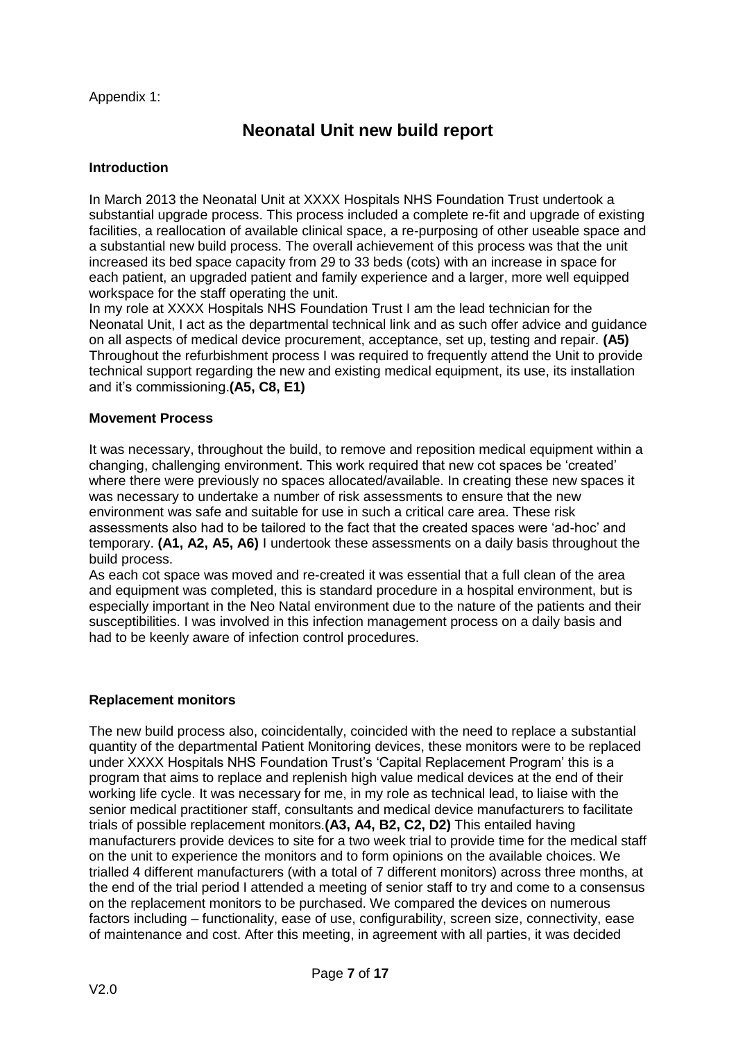Appendix 1:

# Neonatal Unit new build report

### Introduction

In March 2013 the Neonatal Unit at XXXX Hospitals NHS Foundation Trust undertook a substantial upgrade process. This process included a complete re-fit and upgrade of existing facilities, a reallocation of available clinical space, a re-purposing of other useable space and a substantial new build process. The overall achievement of this process was that the unit increased its bed space capacity from 29 to 33 beds (cots) with an increase in space for each patient, an upgraded patient and family experience and a larger, more well equipped workspace for the staff operating the unit.
In my role at XXXX Hospitals NHS Foundation Trust I am the lead technician for the Neonatal Unit, I act as the departmental technical link and as such offer advice and guidance on all aspects of medical device procurement, acceptance, set up, testing and repair. **(A5)** Throughout the refurbishment process I was required to frequently attend the Unit to provide technical support regarding the new and existing medical equipment, its use, its installation and it's commissioning.**(A5, C8, E1)**

### Movement Process

It was necessary, throughout the build, to remove and reposition medical equipment within a changing, challenging environment. This work required that new cot spaces be 'created' where there were previously no spaces allocated/available. In creating these new spaces it was necessary to undertake a number of risk assessments to ensure that the new environment was safe and suitable for use in such a critical care area. These risk assessments also had to be tailored to the fact that the created spaces were 'ad-hoc' and temporary. **(A1, A2, A5, A6)** I undertook these assessments on a daily basis throughout the build process.
As each cot space was moved and re-created it was essential that a full clean of the area and equipment was completed, this is standard procedure in a hospital environment, but is especially important in the Neo Natal environment due to the nature of the patients and their susceptibilities. I was involved in this infection management process on a daily basis and had to be keenly aware of infection control procedures.

### Replacement monitors

The new build process also, coincidentally, coincided with the need to replace a substantial quantity of the departmental Patient Monitoring devices, these monitors were to be replaced under XXXX Hospitals NHS Foundation Trust's 'Capital Replacement Program' this is a program that aims to replace and replenish high value medical devices at the end of their working life cycle. It was necessary for me, in my role as technical lead, to liaise with the senior medical practitioner staff, consultants and medical device manufacturers to facilitate trials of possible replacement monitors.**(A3, A4, B2, C2, D2)** This entailed having manufacturers provide devices to site for a two week trial to provide time for the medical staff on the unit to experience the monitors and to form opinions on the available choices. We trialled 4 different manufacturers (with a total of 7 different monitors) across three months, at the end of the trial period I attended a meeting of senior staff to try and come to a consensus on the replacement monitors to be purchased. We compared the devices on numerous factors including – functionality, ease of use, configurability, screen size, connectivity, ease of maintenance and cost. After this meeting, in agreement with all parties, it was decided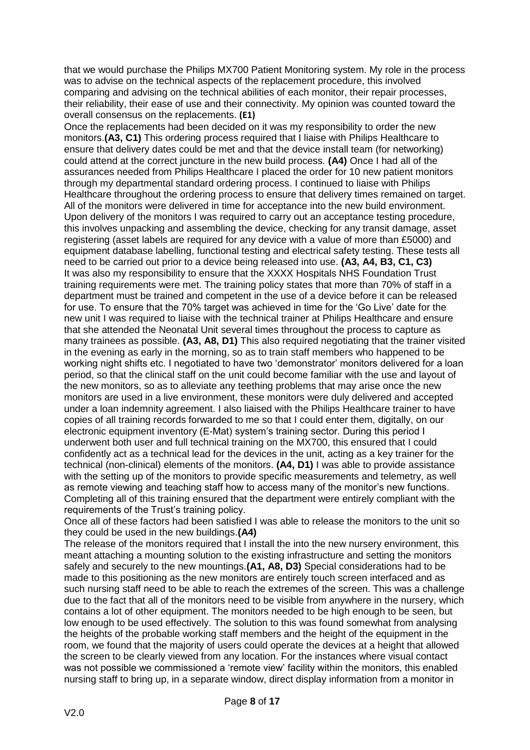that we would purchase the Philips MX700 Patient Monitoring system. My role in the process was to advise on the technical aspects of the replacement procedure, this involved comparing and advising on the technical abilities of each monitor, their repair processes, their reliability, their ease of use and their connectivity. My opinion was counted toward the overall consensus on the replacements. **(E1)**

Once the replacements had been decided on it was my responsibility to order the new monitors.**(A3, C1)** This ordering process required that I liaise with Philips Healthcare to ensure that delivery dates could be met and that the device install team (for networking) could attend at the correct juncture in the new build process. **(A4)** Once I had all of the assurances needed from Philips Healthcare I placed the order for 10 new patient monitors through my departmental standard ordering process. I continued to liaise with Philips Healthcare throughout the ordering process to ensure that delivery times remained on target. All of the monitors were delivered in time for acceptance into the new build environment. Upon delivery of the monitors I was required to carry out an acceptance testing procedure, this involves unpacking and assembling the device, checking for any transit damage, asset registering (asset labels are required for any device with a value of more than £5000) and equipment database labelling, functional testing and electrical safety testing. These tests all need to be carried out prior to a device being released into use. **(A3, A4, B3, C1, C3)**

It was also my responsibility to ensure that the XXXX Hospitals NHS Foundation Trust training requirements were met. The training policy states that more than 70% of staff in a department must be trained and competent in the use of a device before it can be released for use. To ensure that the 70% target was achieved in time for the 'Go Live' date for the new unit I was required to liaise with the technical trainer at Philips Healthcare and ensure that she attended the Neonatal Unit several times throughout the process to capture as many trainees as possible. **(A3, A8, D1)** This also required negotiating that the trainer visited in the evening as early in the morning, so as to train staff members who happened to be working night shifts etc. I negotiated to have two 'demonstrator' monitors delivered for a loan period, so that the clinical staff on the unit could become familiar with the use and layout of the new monitors, so as to alleviate any teething problems that may arise once the new monitors are used in a live environment, these monitors were duly delivered and accepted under a loan indemnity agreement. I also liaised with the Philips Healthcare trainer to have copies of all training records forwarded to me so that I could enter them, digitally, on our electronic equipment inventory (E-Mat) system's training sector. During this period I underwent both user and full technical training on the MX700, this ensured that I could confidently act as a technical lead for the devices in the unit, acting as a key trainer for the technical (non-clinical) elements of the monitors. **(A4, D1)** I was able to provide assistance with the setting up of the monitors to provide specific measurements and telemetry, as well as remote viewing and teaching staff how to access many of the monitor's new functions. Completing all of this training ensured that the department were entirely compliant with the requirements of the Trust's training policy.

Once all of these factors had been satisfied I was able to release the monitors to the unit so they could be used in the new buildings.**(A4)**

The release of the monitors required that I install the into the new nursery environment, this meant attaching a mounting solution to the existing infrastructure and setting the monitors safely and securely to the new mountings.**(A1, A8, D3)** Special considerations had to be made to this positioning as the new monitors are entirely touch screen interfaced and as such nursing staff need to be able to reach the extremes of the screen. This was a challenge due to the fact that all of the monitors need to be visible from anywhere in the nursery, which contains a lot of other equipment. The monitors needed to be high enough to be seen, but low enough to be used effectively. The solution to this was found somewhat from analysing the heights of the probable working staff members and the height of the equipment in the room, we found that the majority of users could operate the devices at a height that allowed the screen to be clearly viewed from any location. For the instances where visual contact was not possible we commissioned a 'remote view' facility within the monitors, this enabled nursing staff to bring up, in a separate window, direct display information from a monitor in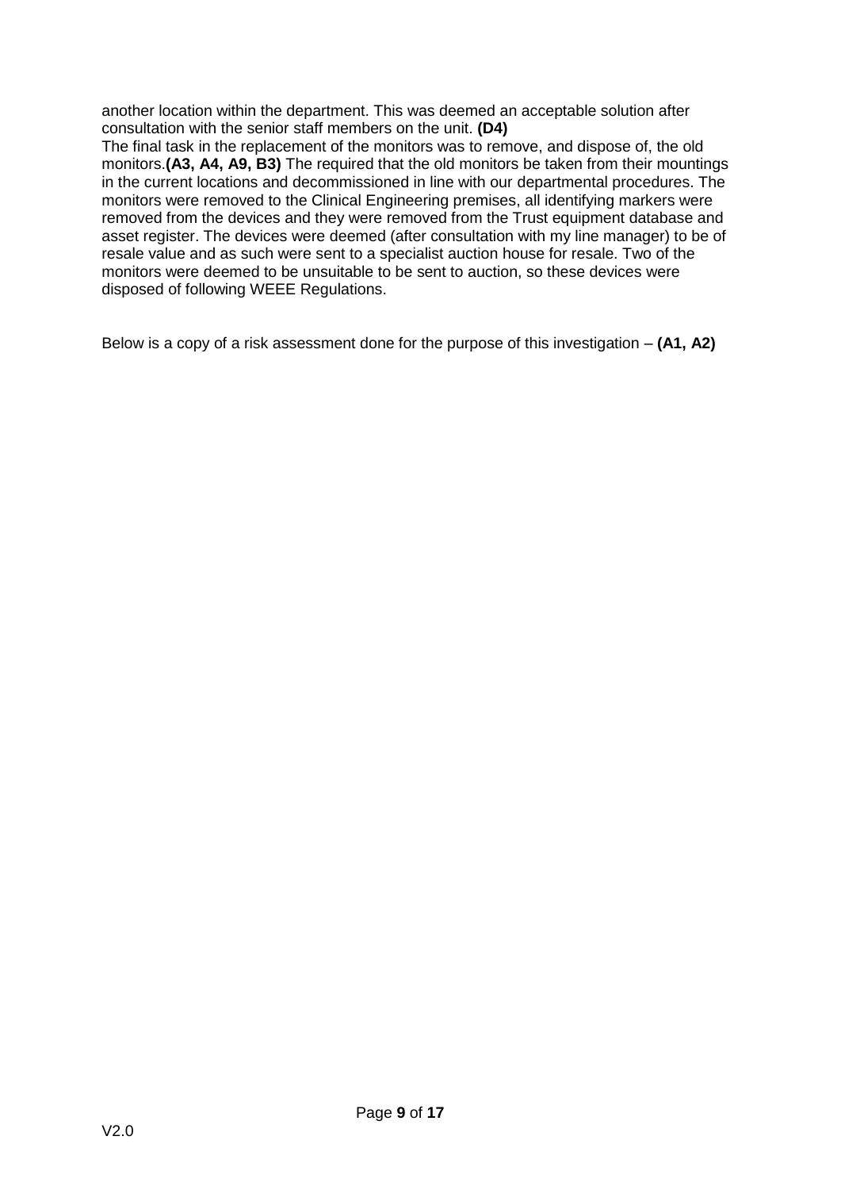another location within the department. This was deemed an acceptable solution after consultation with the senior staff members on the unit. **(D4)**

The final task in the replacement of the monitors was to remove, and dispose of, the old monitors.**(A3, A4, A9, B3)** The required that the old monitors be taken from their mountings in the current locations and decommissioned in line with our departmental procedures. The monitors were removed to the Clinical Engineering premises, all identifying markers were removed from the devices and they were removed from the Trust equipment database and asset register. The devices were deemed (after consultation with my line manager) to be of resale value and as such were sent to a specialist auction house for resale. Two of the monitors were deemed to be unsuitable to be sent to auction, so these devices were disposed of following WEEE Regulations.

Below is a copy of a risk assessment done for the purpose of this investigation – **(A1, A2)**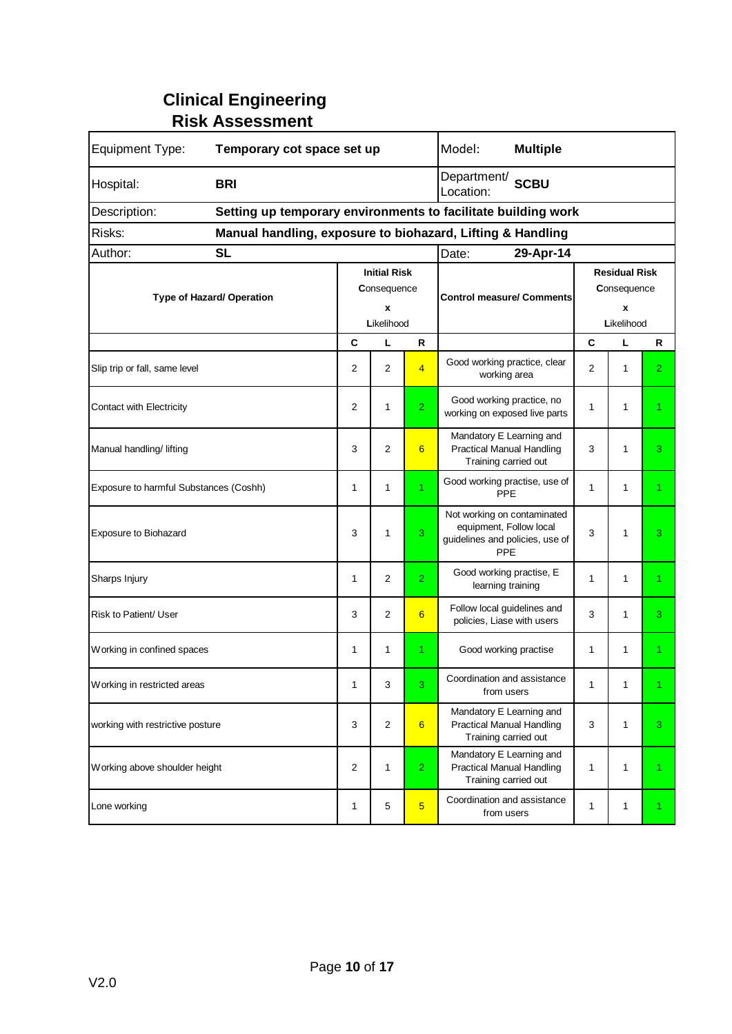# Clinical Engineering
## Risk Assessment

| Equipment Type: | **Temporary cot space set up** | Model: | **Multiple** |
|---|---|---|---|
| Hospital: | **BRI** | Department/ Location: | **SCBU** |
| Description: | **Setting up temporary environments to facilitate building work** | | |
| Risks: | **Manual handling, exposure to biohazard, Lifting & Handling** | | |
| Author: | **SL** | Date: | **29-Apr-14** |

| Type of Hazard/ Operation | Initial Risk Consequence x Likelihood | | | Control measure/ Comments | Residual Risk Consequence x Likelihood | | |
|---|---|---|---|---|---|---|---|
| | C | L | R | | C | L | R |
| Slip trip or fall, same level | 2 | 2 | 4 | Good working practice, clear working area | 2 | 1 | 2 |
| Contact with Electricity | 2 | 1 | 2 | Good working practice, no working on exposed live parts | 1 | 1 | 1 |
| Manual handling/ lifting | 3 | 2 | 6 | Mandatory E Learning and Practical Manual Handling Training carried out | 3 | 1 | 3 |
| Exposure to harmful Substances (Coshh) | 1 | 1 | 1 | Good working practise, use of PPE | 1 | 1 | 1 |
| Exposure to Biohazard | 3 | 1 | 3 | Not working on contaminated equipment, Follow local guidelines and policies, use of PPE | 3 | 1 | 3 |
| Sharps Injury | 1 | 2 | 2 | Good working practise, E learning training | 1 | 1 | 1 |
| Risk to Patient/ User | 3 | 2 | 6 | Follow local guidelines and policies, Liase with users | 3 | 1 | 3 |
| Working in confined spaces | 1 | 1 | 1 | Good working practise | 1 | 1 | 1 |
| Working in restricted areas | 1 | 3 | 3 | Coordination and assistance from users | 1 | 1 | 1 |
| working with restrictive posture | 3 | 2 | 6 | Mandatory E Learning and Practical Manual Handling Training carried out | 3 | 1 | 3 |
| Working above shoulder height | 2 | 1 | 2 | Mandatory E Learning and Practical Manual Handling Training carried out | 1 | 1 | 1 |
| Lone working | 1 | 5 | 5 | Coordination and assistance from users | 1 | 1 | 1 |

V2.0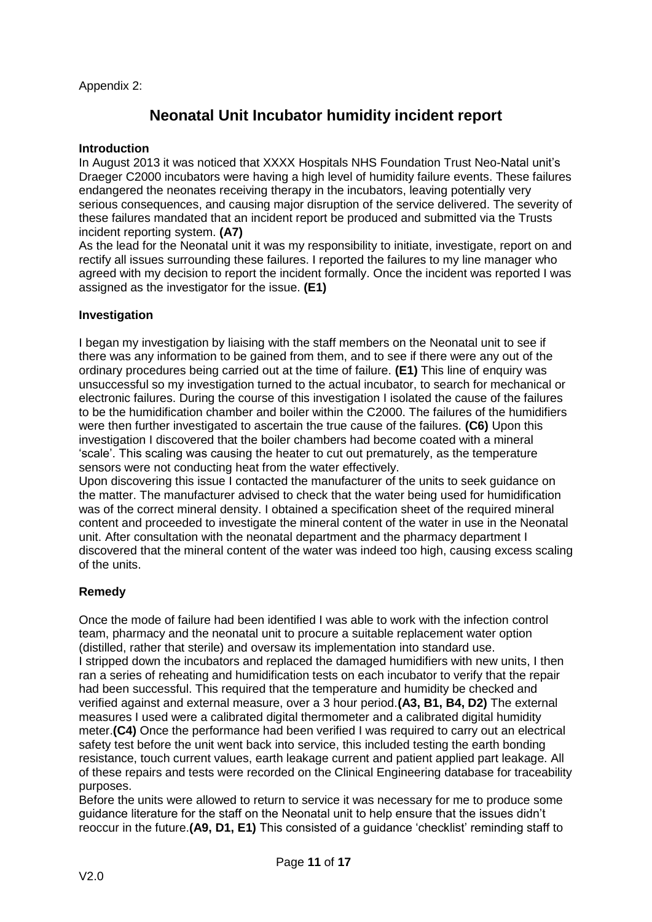Appendix 2:

# Neonatal Unit Incubator humidity incident report

**Introduction**

In August 2013 it was noticed that XXXX Hospitals NHS Foundation Trust Neo-Natal unit's Draeger C2000 incubators were having a high level of humidity failure events. These failures endangered the neonates receiving therapy in the incubators, leaving potentially very serious consequences, and causing major disruption of the service delivered. The severity of these failures mandated that an incident report be produced and submitted via the Trusts incident reporting system. **(A7)**

As the lead for the Neonatal unit it was my responsibility to initiate, investigate, report on and rectify all issues surrounding these failures. I reported the failures to my line manager who agreed with my decision to report the incident formally. Once the incident was reported I was assigned as the investigator for the issue. **(E1)**

**Investigation**

I began my investigation by liaising with the staff members on the Neonatal unit to see if there was any information to be gained from them, and to see if there were any out of the ordinary procedures being carried out at the time of failure. **(E1)** This line of enquiry was unsuccessful so my investigation turned to the actual incubator, to search for mechanical or electronic failures. During the course of this investigation I isolated the cause of the failures to be the humidification chamber and boiler within the C2000. The failures of the humidifiers were then further investigated to ascertain the true cause of the failures. **(C6)** Upon this investigation I discovered that the boiler chambers had become coated with a mineral 'scale'. This scaling was causing the heater to cut out prematurely, as the temperature sensors were not conducting heat from the water effectively.

Upon discovering this issue I contacted the manufacturer of the units to seek guidance on the matter. The manufacturer advised to check that the water being used for humidification was of the correct mineral density. I obtained a specification sheet of the required mineral content and proceeded to investigate the mineral content of the water in use in the Neonatal unit. After consultation with the neonatal department and the pharmacy department I discovered that the mineral content of the water was indeed too high, causing excess scaling of the units.

**Remedy**

Once the mode of failure had been identified I was able to work with the infection control team, pharmacy and the neonatal unit to procure a suitable replacement water option (distilled, rather that sterile) and oversaw its implementation into standard use.

I stripped down the incubators and replaced the damaged humidifiers with new units, I then ran a series of reheating and humidification tests on each incubator to verify that the repair had been successful. This required that the temperature and humidity be checked and verified against and external measure, over a 3 hour period.**(A3, B1, B4, D2)** The external measures I used were a calibrated digital thermometer and a calibrated digital humidity meter.**(C4)** Once the performance had been verified I was required to carry out an electrical safety test before the unit went back into service, this included testing the earth bonding resistance, touch current values, earth leakage current and patient applied part leakage. All of these repairs and tests were recorded on the Clinical Engineering database for traceability purposes.

Before the units were allowed to return to service it was necessary for me to produce some guidance literature for the staff on the Neonatal unit to help ensure that the issues didn't reoccur in the future.**(A9, D1, E1)** This consisted of a guidance 'checklist' reminding staff to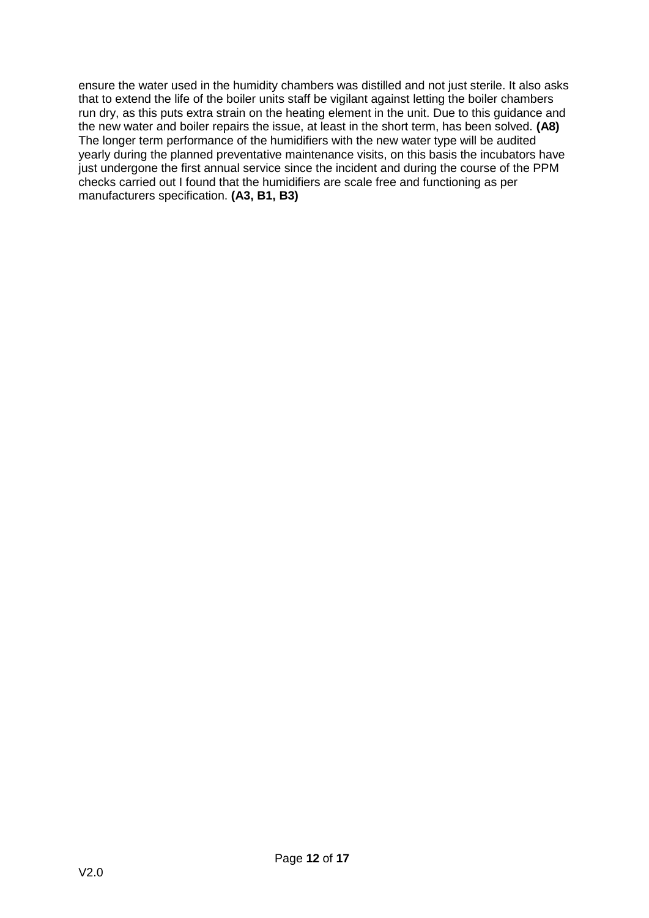ensure the water used in the humidity chambers was distilled and not just sterile. It also asks that to extend the life of the boiler units staff be vigilant against letting the boiler chambers run dry, as this puts extra strain on the heating element in the unit. Due to this guidance and the new water and boiler repairs the issue, at least in the short term, has been solved. **(A8)** The longer term performance of the humidifiers with the new water type will be audited yearly during the planned preventative maintenance visits, on this basis the incubators have just undergone the first annual service since the incident and during the course of the PPM checks carried out I found that the humidifiers are scale free and functioning as per manufacturers specification. **(A3, B1, B3)**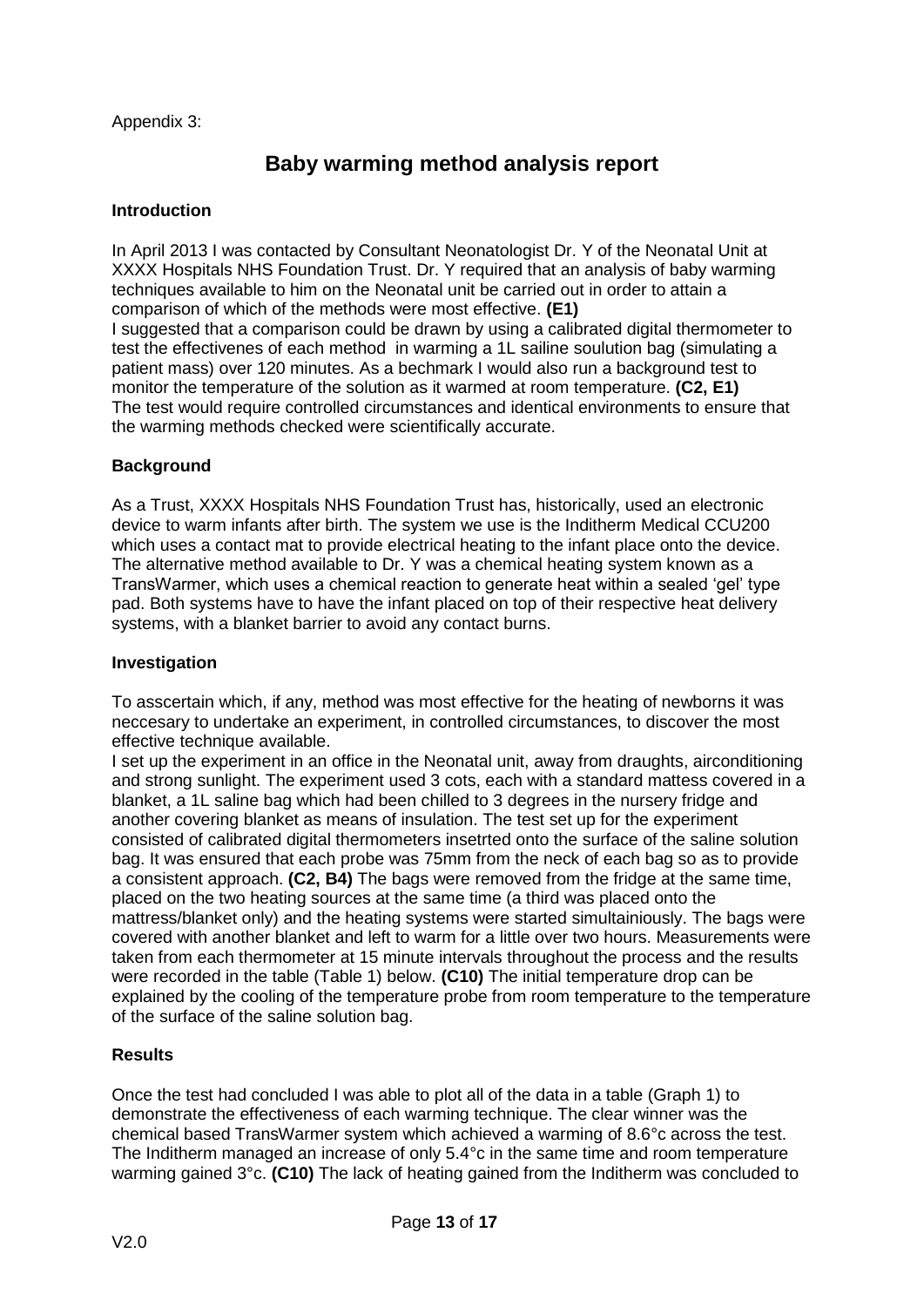Appendix 3:

# Baby warming method analysis report

### Introduction

In April 2013 I was contacted by Consultant Neonatologist Dr. Y of the Neonatal Unit at XXXX Hospitals NHS Foundation Trust. Dr. Y required that an analysis of baby warming techniques available to him on the Neonatal unit be carried out in order to attain a comparison of which of the methods were most effective. **(E1)**
I suggested that a comparison could be drawn by using a calibrated digital thermometer to test the effectivenes of each method in warming a 1L sailine soulution bag (simulating a patient mass) over 120 minutes. As a bechmark I would also run a background test to monitor the temperature of the solution as it warmed at room temperature. **(C2, E1)**
The test would require controlled circumstances and identical environments to ensure that the warming methods checked were scientifically accurate.

### Background

As a Trust, XXXX Hospitals NHS Foundation Trust has, historically, used an electronic device to warm infants after birth. The system we use is the Inditherm Medical CCU200 which uses a contact mat to provide electrical heating to the infant place onto the device. The alternative method available to Dr. Y was a chemical heating system known as a TransWarmer, which uses a chemical reaction to generate heat within a sealed 'gel' type pad. Both systems have to have the infant placed on top of their respective heat delivery systems, with a blanket barrier to avoid any contact burns.

### Investigation

To asscertain which, if any, method was most effective for the heating of newborns it was neccesary to undertake an experiment, in controlled circumstances, to discover the most effective technique available.
I set up the experiment in an office in the Neonatal unit, away from draughts, airconditioning and strong sunlight. The experiment used 3 cots, each with a standard mattess covered in a blanket, a 1L saline bag which had been chilled to 3 degrees in the nursery fridge and another covering blanket as means of insulation. The test set up for the experiment consisted of calibrated digital thermometers insetrted onto the surface of the saline solution bag. It was ensured that each probe was 75mm from the neck of each bag so as to provide a consistent approach. **(C2, B4)** The bags were removed from the fridge at the same time, placed on the two heating sources at the same time (a third was placed onto the mattress/blanket only) and the heating systems were started simultainiously. The bags were covered with another blanket and left to warm for a little over two hours. Measurements were taken from each thermometer at 15 minute intervals throughout the process and the results were recorded in the table (Table 1) below. **(C10)** The initial temperature drop can be explained by the cooling of the temperature probe from room temperature to the temperature of the surface of the saline solution bag.

### Results

Once the test had concluded I was able to plot all of the data in a table (Graph 1) to demonstrate the effectiveness of each warming technique. The clear winner was the chemical based TransWarmer system which achieved a warming of 8.6°c across the test. The Inditherm managed an increase of only 5.4°c in the same time and room temperature warming gained 3°c. **(C10)** The lack of heating gained from the Inditherm was concluded to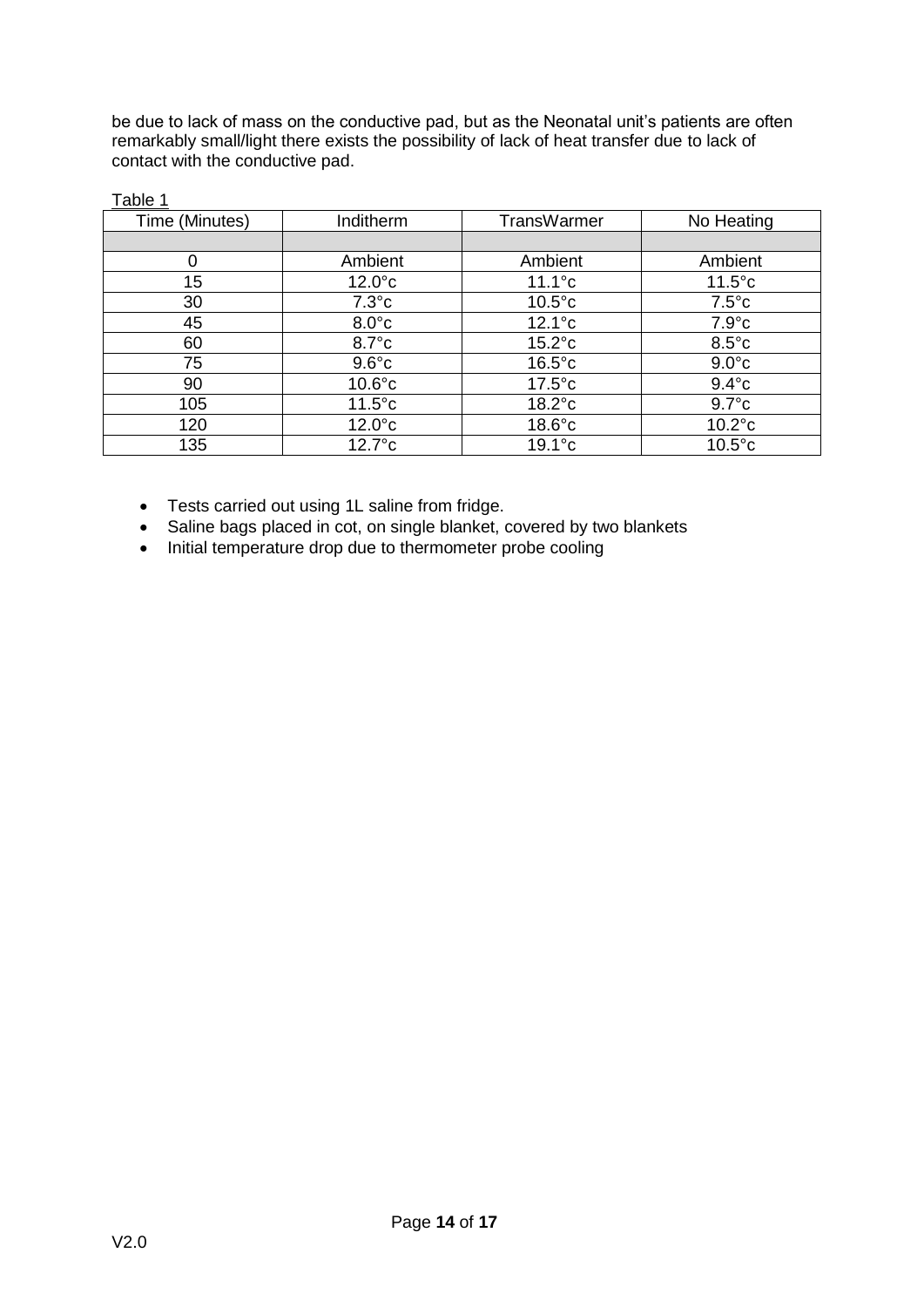be due to lack of mass on the conductive pad, but as the Neonatal unit's patients are often remarkably small/light there exists the possibility of lack of heat transfer due to lack of contact with the conductive pad.

Table 1

| Time (Minutes) | Inditherm | TransWarmer | No Heating |
|---|---|---|---|
| | | | |
| 0 | Ambient | Ambient | Ambient |
| 15 | 12.0°c | 11.1°c | 11.5°c |
| 30 | 7.3°c | 10.5°c | 7.5°c |
| 45 | 8.0°c | 12.1°c | 7.9°c |
| 60 | 8.7°c | 15.2°c | 8.5°c |
| 75 | 9.6°c | 16.5°c | 9.0°c |
| 90 | 10.6°c | 17.5°c | 9.4°c |
| 105 | 11.5°c | 18.2°c | 9.7°c |
| 120 | 12.0°c | 18.6°c | 10.2°c |
| 135 | 12.7°c | 19.1°c | 10.5°c |

- Tests carried out using 1L saline from fridge.
- Saline bags placed in cot, on single blanket, covered by two blankets
- Initial temperature drop due to thermometer probe cooling

V2.0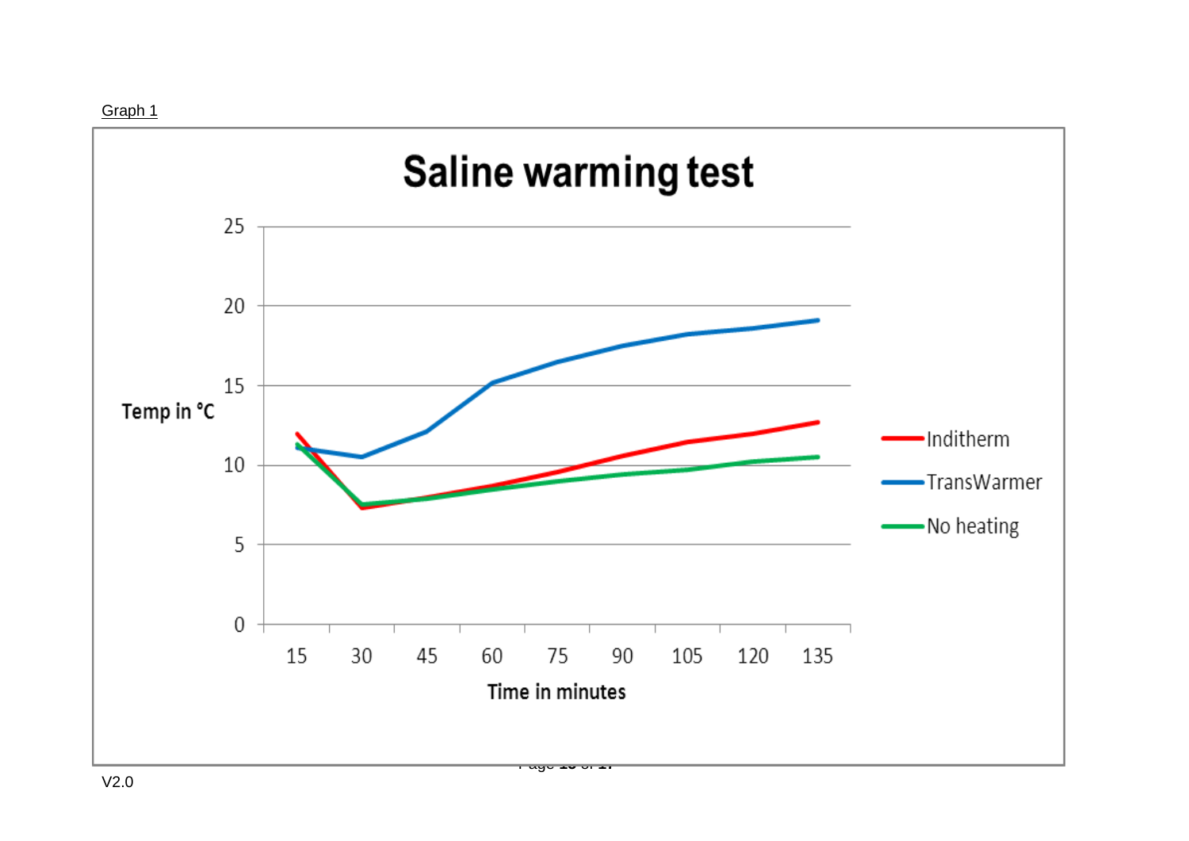Graph 1

**Saline warming test**

Temp in °C

Time in minutes

- Inditherm
- TransWarmer
- No heating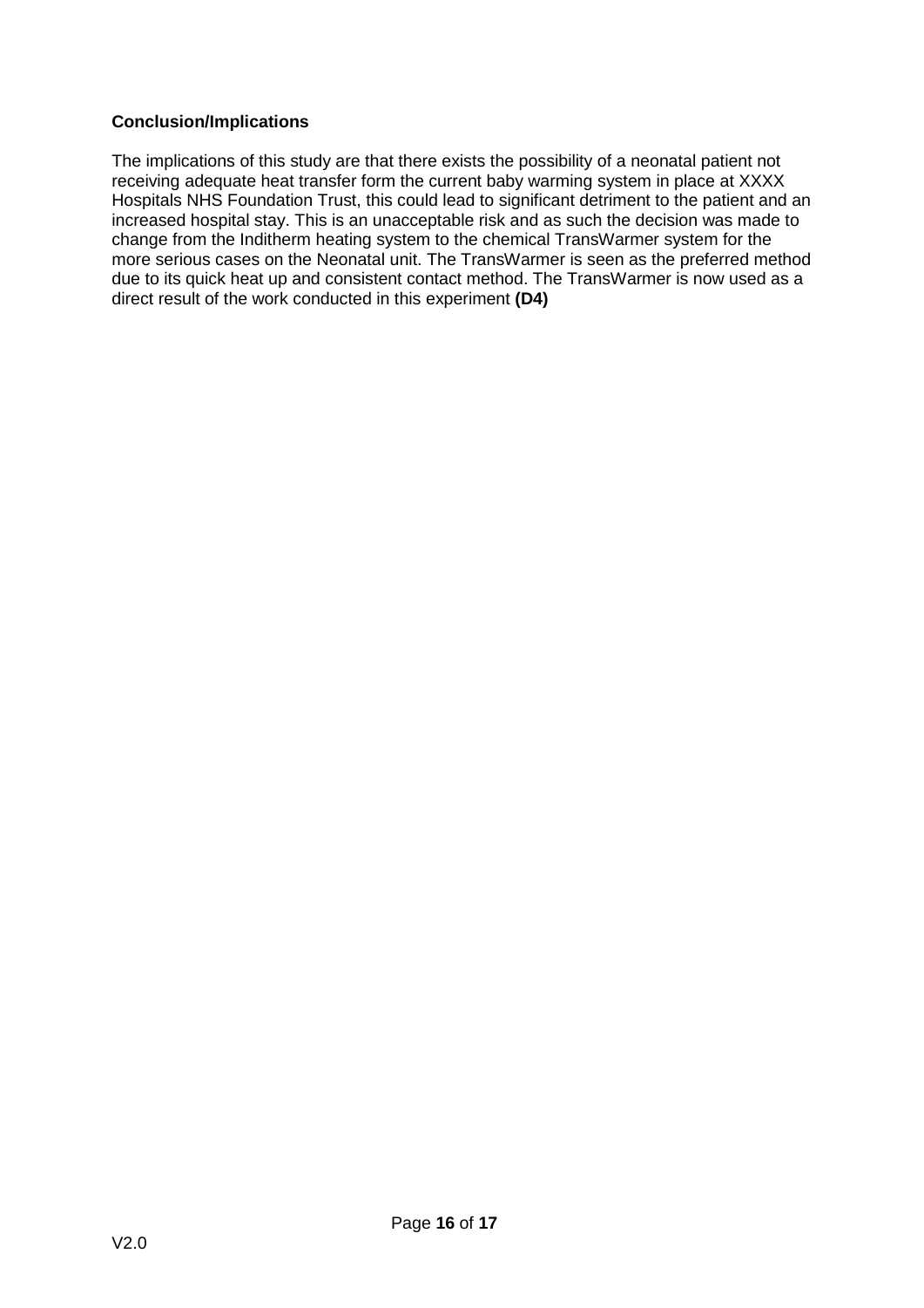**Conclusion/Implications**

The implications of this study are that there exists the possibility of a neonatal patient not receiving adequate heat transfer form the current baby warming system in place at XXXX Hospitals NHS Foundation Trust, this could lead to significant detriment to the patient and an increased hospital stay. This is an unacceptable risk and as such the decision was made to change from the Inditherm heating system to the chemical TransWarmer system for the more serious cases on the Neonatal unit. The TransWarmer is seen as the preferred method due to its quick heat up and consistent contact method. The TransWarmer is now used as a direct result of the work conducted in this experiment **(D4)**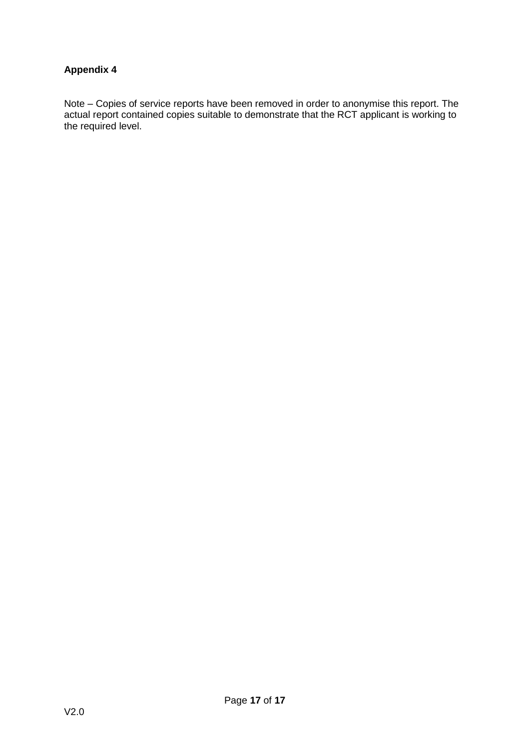**Appendix 4**

Note – Copies of service reports have been removed in order to anonymise this report. The actual report contained copies suitable to demonstrate that the RCT applicant is working to the required level.